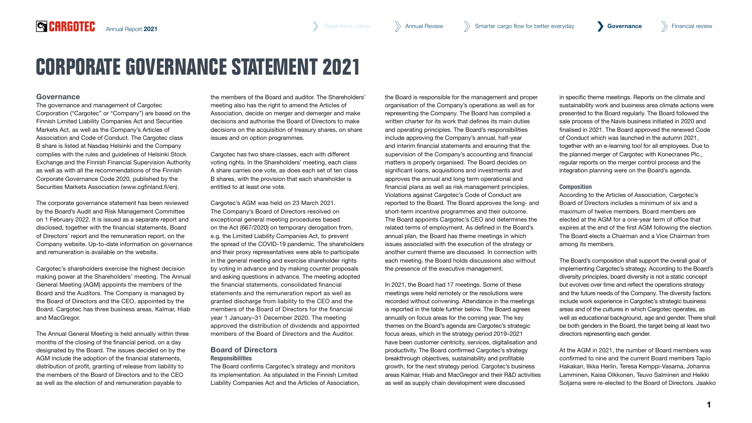# CORPORATE GOVERNANCE STATEMENT 2021

## Governance

The governance and management of Cargotec Corporation ("Cargotec" or "Company") are based on the Finnish Limited Liability Companies Act and Securities Markets Act, as well as the Company's Articles of Association and Code of Conduct. The Cargotec class B share is listed at Nasdaq Helsinki and the Company complies with the rules and guidelines of Helsinki Stock Exchange and the Finnish Financial Supervision Authority as well as with all the recommendations of the Finnish Corporate Governance Code 2020, published by the Securities Markets Association (www.cgfinland.fi/en).

The corporate governance statement has been reviewed by the Board's Audit and Risk Management Committee on 1 February 2022. It is issued as a separate report and disclosed, together with the financial statements, Board of Directors' report and the remuneration report, on the Company website. Up-to-date information on governance and remuneration is available on the website.

Cargotec's shareholders exercise the highest decision making power at the Shareholders' meeting. The Annual General Meeting (AGM) appoints the members of the Board and the Auditors. The Company is managed by the Board of Directors and the CEO, appointed by the Board. Cargotec has three business areas, Kalmar, Hiab and MacGregor.

The Annual General Meeting is held annually within three months of the closing of the financial period, on a day designated by the Board. The issues decided on by the AGM include the adoption of the financial statements, distribution of profit, granting of release from liability to the members of the Board of Directors and to the CEO as well as the election of and remuneration payable to the members of the Board and auditor. The Shareholders' meeting also has the right to amend the Articles of Association, decide on merger and demerger and make decisions and authorise the Board of Directors to make decisions on the acquisition of treasury shares, on share issues and on option programmes.

Cargotec has two share classes, each with different voting rights. In the Shareholders' meeting, each class A share carries one vote, as does each set of ten class B shares, with the provision that each shareholder is entitled to at least one vote.

Cargotec's AGM was held on 23 March 2021. The Company's Board of Directors resolved on exceptional general meeting procedures based on the Act (667/2020) on temporary derogation from, e.g. the Limited Liability Companies Act, to prevent the spread of the COVID-19 pandemic. The shareholders and their proxy representatives were able to participate in the general meeting and exercise shareholder rights by voting in advance and by making counter proposals and asking questions in advance. The meeting adopted the financial statements, consolidated financial statements and the remuneration report as well as granted discharge from liability to the CEO and the members of the Board of Directors for the financial year 1 January–31 December 2020. The meeting approved the distribution of dividends and appointed members of the Board of Directors and the Auditor.

## Board of Directors

### Responsibilities

The Board confirms Cargotec's strategy and monitors its implementation. As stipulated in the Finnish Limited Liability Companies Act and the Articles of Association, the Board is responsible for the management and proper organisation of the Company's operations as well as for representing the Company. The Board has compiled a written charter for its work that defines its main duties and operating principles. The Board's responsibilities include approving the Company's annual, half-year and interim financial statements and ensuring that the supervision of the Company's accounting and financial matters is properly organised. The Board decides on significant loans, acquisitions and investments and approves the annual and long term operational and financial plans as well as risk management principles. Violations against Cargotec's Code of Conduct are reported to the Board. The Board approves the long- and short-term incentive programmes and their outcome. The Board appoints Cargotec's CEO and determines the related terms of employment. As defined in the Board's annual plan, the Board has theme meetings in which issues associated with the execution of the strategy or another current theme are discussed. In connection with each meeting, the Board holds discussions also without the presence of the executive management.

In 2021, the Board had 17 meetings. Some of these meetings were held remotely or the resolutions were recorded without convening. Attendance in the meetings is reported in the table further below. The Board agrees annually on focus areas for the coming year. The key themes on the Board's agenda are Cargotec's strategic focus areas, which in the strategy period 2019–2021 have been customer centricity, services, digitalisation and productivity. The Board confirmed Cargotec's strategy breakthrough objectives, sustainability and profitable growth, for the next strategy period. Cargotec's business areas Kalmar, Hiab and MacGregor and their R&D activities as well as supply chain development were discussed in specific theme meetings. Reports on the climate and sustainability work and business area climate actions were presented to the Board regularly. The Board followed the sale process of the Navis business initiated in 2020 and finalised in 2021. The Board approved the renewed Code of Conduct which was launched in the autumn 2021, together with an e-learning tool for all employees. Due to the planned merger of Cargotec with Konecranes Plc., regular reports on the merger control process and the integration planning were on the Board's agenda.

### Composition

According to the Articles of Association, Cargotec's Board of Directors includes a minimum of six and a maximum of twelve members. Board members are elected at the AGM for a one-year term of office that expires at the end of the first AGM following the election. The Board elects a Chairman and a Vice Chairman from among its members.

The Board's composition shall support the overall goal of implementing Cargotec's strategy. According to the Board's diversity principles, board diversity is not a static concept but evolves over time and reflect the operations strategy and the future needs of the Company. The diversity factors include work experience in Cargotec's strategic business areas and of the cultures in which Cargotec operates, as well as educational background, age and gender. There shall be both genders in the Board, the target being at least two directors representing each gender.

At the AGM in 2021, the number of Board members was confirmed to nine and the current Board members Tapio Hakakari, Ilkka Herlin, Teresa Kemppi-Vasama, Johanna Lamminen, Kaisa Olkkonen, Teuvo Salminen and Heikki Soljama were re-elected to the Board of Directors. Jaakko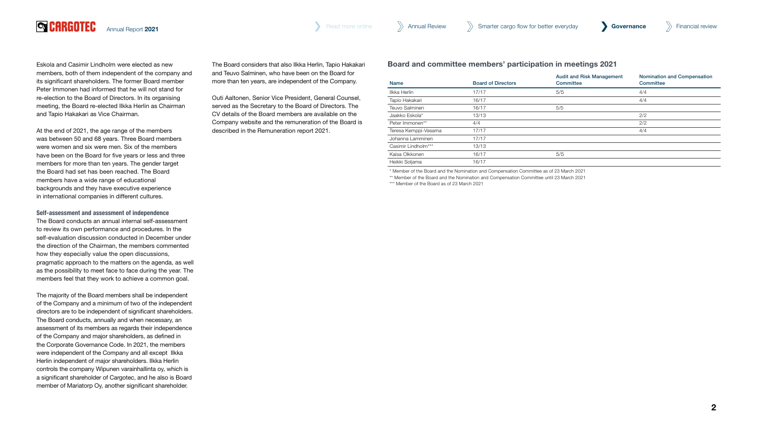Eskola and Casimir Lindholm were elected as new members, both of them independent of the company and its significant shareholders. The former Board member Peter Immonen had informed that he will not stand for re-election to the Board of Directors. In its organising meeting, the Board re-elected Ilkka Herlin as Chairman and Tapio Hakakari as Vice Chairman.

At the end of 2021, the age range of the members was between 50 and 68 years. Three Board members were women and six were men. Six of the members have been on the Board for five years or less and three members for more than ten years. The gender target the Board had set has been reached. The Board members have a wide range of educational backgrounds and they have executive experience in international companies in different cultures.

**Self-assessment and assessment of independence**

The Board conducts an annual internal self-assessment to review its own performance and procedures. In the self-evaluation discussion conducted in December under the direction of the Chairman, the members commented how they especially value the open discussions, pragmatic approach to the matters on the agenda, as well as the possibility to meet face to face during the year. The members feel that they work to achieve a common goal.

The majority of the Board members shall be independent of the Company and a minimum of two of the independent directors are to be independent of significant shareholders. The Board conducts, annually and when necessary, an assessment of its members as regards their independence of the Company and major shareholders, as defined in the Corporate Governance Code. In 2021, the members were independent of the Company and all except Ilkka Herlin independent of major shareholders. Ilkka Herlin controls the company Wipunen varainhallinta oy, which is a significant shareholder of Cargotec, and he also is Board member of Mariatorp Oy, another significant shareholder.

The Board considers that also Ilkka Herlin, Tapio Hakakari and Teuvo Salminen, who have been on the Board for more than ten years, are independent of the Company.

Outi Aaltonen, Senior Vice President, General Counsel, served as the Secretary to the Board of Directors. The CV details of the Board members are available on the Company website and the remuneration of the Board is described in the Remuneration report 2021.

### Board and committee members' participation in meetings 2021

| Name | Board of Directors | Audit and Risk Management Committee | Nomination and Compensation Committee |
|---|---|---|---|
| Ilkka Herlin | 17/17 | 5/5 | 4/4 |
| Tapio Hakakari | 16/17 | | 4/4 |
| Teuvo Salminen | 16/17 | 5/5 | |
| Jaakko Eskola* | 13/13 | | 2/2 |
| Peter Immonen** | 4/4 | | 2/2 |
| Teresa Kemppi-Vasama | 17/17 | | 4/4 |
| Johanna Lamminen | 17/17 | | |
| Casimir Lindholm*** | 13/13 | | |
| Kaisa Olkkonen | 16/17 | 5/5 | |
| Heikki Soljama | 16/17 | | |

\* Member of the Board and the Nomination and Compensation Committee as of 23 March 2021

\** Member of the Board and the Nomination and Compensation Committee until 23 March 2021

\*** Member of the Board as of 23 March 2021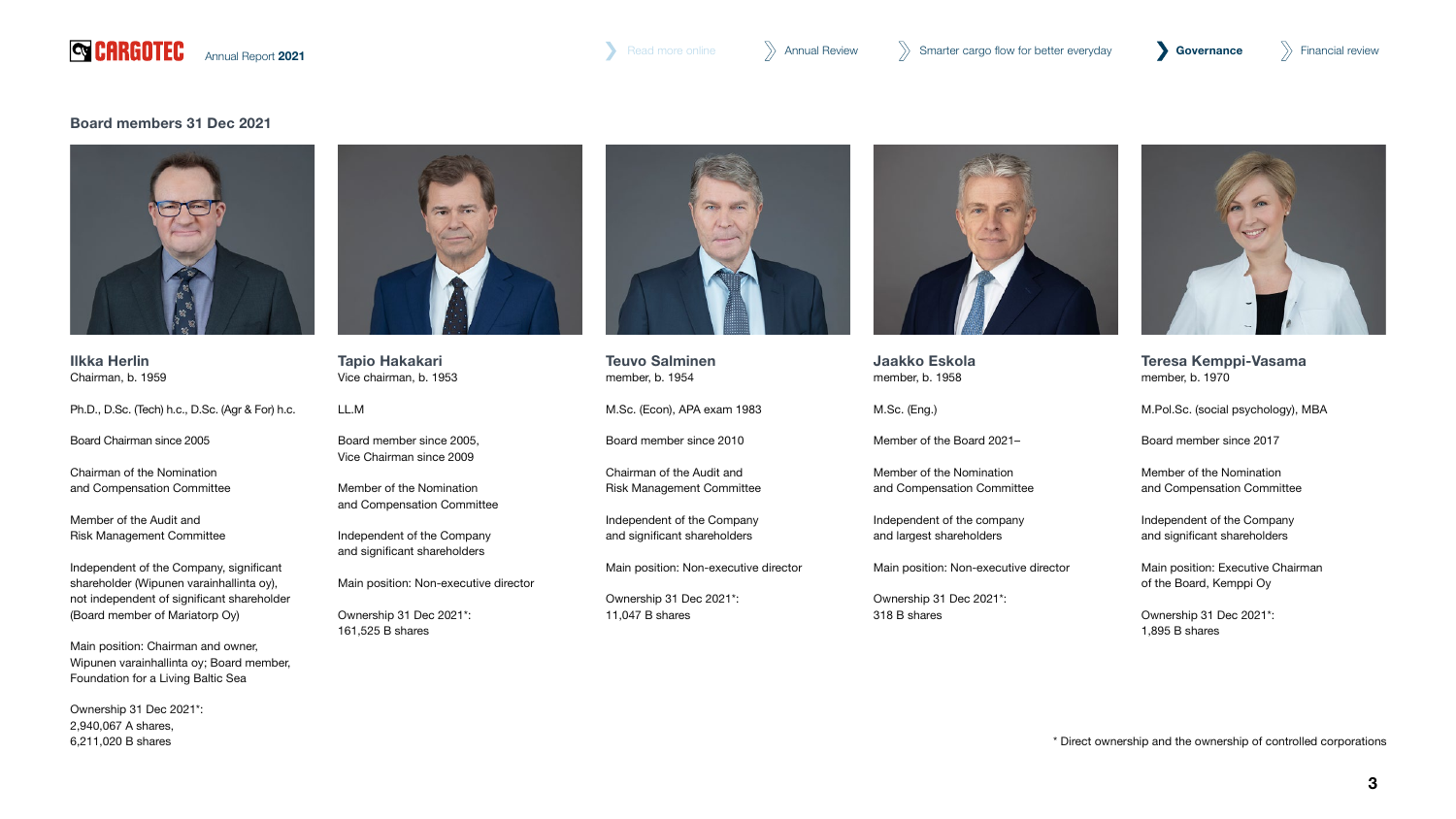## Board members 31 Dec 2021

### Ilkka Herlin
Chairman, b. 1959

Ph.D., D.Sc. (Tech) h.c., D.Sc. (Agr & For) h.c.

Board Chairman since 2005

Chairman of the Nomination and Compensation Committee

Member of the Audit and Risk Management Committee

Independent of the Company, significant shareholder (Wipunen varainhallinta oy), not independent of significant shareholder (Board member of Mariatorp Oy)

Main position: Chairman and owner, Wipunen varainhallinta oy; Board member, Foundation for a Living Baltic Sea

Ownership 31 Dec 2021*:
2,940,067 A shares,
6,211,020 B shares

### Tapio Hakakari
Vice chairman, b. 1953

LL.M

Board member since 2005, Vice Chairman since 2009

Member of the Nomination and Compensation Committee

Independent of the Company and significant shareholders

Main position: Non-executive director

Ownership 31 Dec 2021*:
161,525 B shares

### Teuvo Salminen
member, b. 1954

M.Sc. (Econ), APA exam 1983

Board member since 2010

Chairman of the Audit and Risk Management Committee

Independent of the Company and significant shareholders

Main position: Non-executive director

Ownership 31 Dec 2021*:
11,047 B shares

### Jaakko Eskola
member, b. 1958

M.Sc. (Eng.)

Member of the Board 2021–

Member of the Nomination and Compensation Committee

Independent of the company and largest shareholders

Main position: Non-executive director

Ownership 31 Dec 2021*:
318 B shares

### Teresa Kemppi-Vasama
member, b. 1970

M.Pol.Sc. (social psychology), MBA

Board member since 2017

Member of the Nomination and Compensation Committee

Independent of the Company and significant shareholders

Main position: Executive Chairman of the Board, Kemppi Oy

Ownership 31 Dec 2021*:
1,895 B shares

* Direct ownership and the ownership of controlled corporations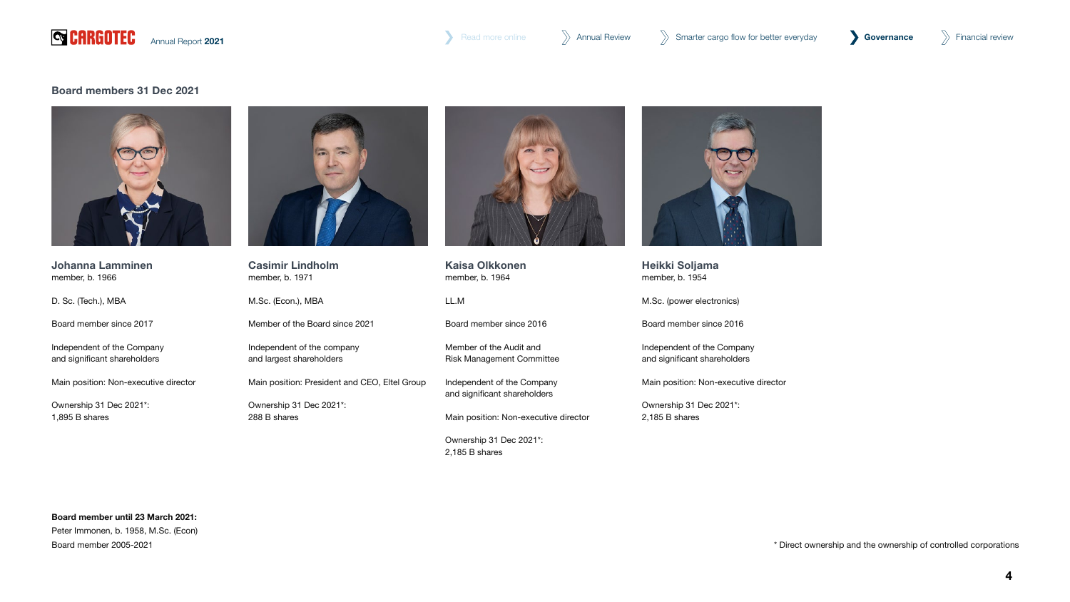## Board members 31 Dec 2021

### Johanna Lamminen
member, b. 1966

D. Sc. (Tech.), MBA

Board member since 2017

Independent of the Company and significant shareholders

Main position: Non-executive director

Ownership 31 Dec 2021*:
1,895 B shares

### Casimir Lindholm
member, b. 1971

M.Sc. (Econ.), MBA

Member of the Board since 2021

Independent of the company and largest shareholders

Main position: President and CEO, Eltel Group

Ownership 31 Dec 2021*:
288 B shares

### Kaisa Olkkonen
member, b. 1964

LL.M

Board member since 2016

Member of the Audit and Risk Management Committee

Independent of the Company and significant shareholders

Main position: Non-executive director

Ownership 31 Dec 2021*:
2,185 B shares

### Heikki Soljama
member, b. 1954

M.Sc. (power electronics)

Board member since 2016

Independent of the Company and significant shareholders

Main position: Non-executive director

Ownership 31 Dec 2021*:
2,185 B shares

**Board member until 23 March 2021:**
Peter Immonen, b. 1958, M.Sc. (Econ)
Board member 2005-2021

* Direct ownership and the ownership of controlled corporations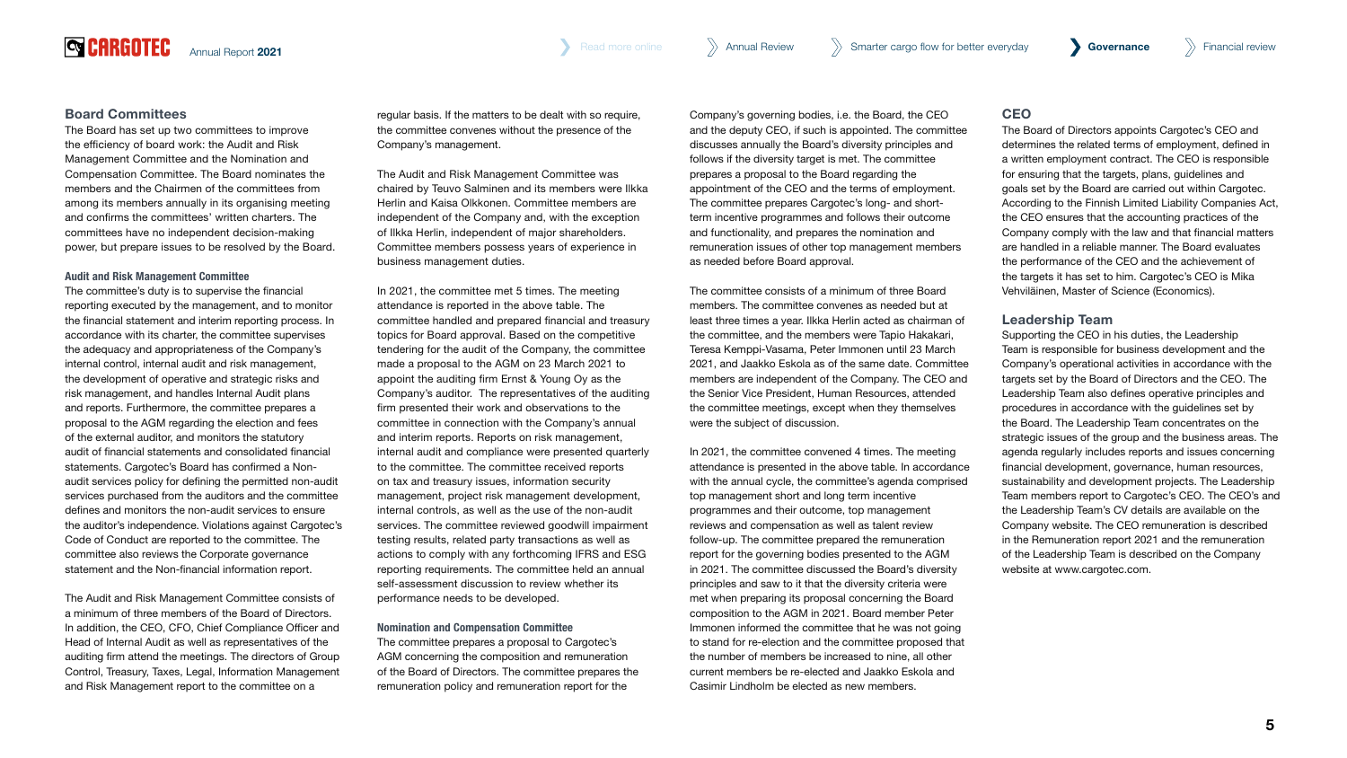## Board Committees

The Board has set up two committees to improve the efficiency of board work: the Audit and Risk Management Committee and the Nomination and Compensation Committee. The Board nominates the members and the Chairmen of the committees from among its members annually in its organising meeting and confirms the committees' written charters. The committees have no independent decision-making power, but prepare issues to be resolved by the Board.

### Audit and Risk Management Committee

The committee's duty is to supervise the financial reporting executed by the management, and to monitor the financial statement and interim reporting process. In accordance with its charter, the committee supervises the adequacy and appropriateness of the Company's internal control, internal audit and risk management, the development of operative and strategic risks and risk management, and handles Internal Audit plans and reports. Furthermore, the committee prepares a proposal to the AGM regarding the election and fees of the external auditor, and monitors the statutory audit of financial statements and consolidated financial statements. Cargotec's Board has confirmed a Non-audit services policy for defining the permitted non-audit services purchased from the auditors and the committee defines and monitors the non-audit services to ensure the auditor's independence. Violations against Cargotec's Code of Conduct are reported to the committee. The committee also reviews the Corporate governance statement and the Non-financial information report.

The Audit and Risk Management Committee consists of a minimum of three members of the Board of Directors. In addition, the CEO, CFO, Chief Compliance Officer and Head of Internal Audit as well as representatives of the auditing firm attend the meetings. The directors of Group Control, Treasury, Taxes, Legal, Information Management and Risk Management report to the committee on a regular basis. If the matters to be dealt with so require, the committee convenes without the presence of the Company's management.

The Audit and Risk Management Committee was chaired by Teuvo Salminen and its members were Ilkka Herlin and Kaisa Olkkonen. Committee members are independent of the Company and, with the exception of Ilkka Herlin, independent of major shareholders. Committee members possess years of experience in business management duties.

In 2021, the committee met 5 times. The meeting attendance is reported in the above table. The committee handled and prepared financial and treasury topics for Board approval. Based on the competitive tendering for the audit of the Company, the committee made a proposal to the AGM on 23 March 2021 to appoint the auditing firm Ernst & Young Oy as the Company's auditor. The representatives of the auditing firm presented their work and observations to the committee in connection with the Company's annual and interim reports. Reports on risk management, internal audit and compliance were presented quarterly to the committee. The committee received reports on tax and treasury issues, information security management, project risk management development, internal controls, as well as the use of the non-audit services. The committee reviewed goodwill impairment testing results, related party transactions as well as actions to comply with any forthcoming IFRS and ESG reporting requirements. The committee held an annual self-assessment discussion to review whether its performance needs to be developed.

### Nomination and Compensation Committee

The committee prepares a proposal to Cargotec's AGM concerning the composition and remuneration of the Board of Directors. The committee prepares the remuneration policy and remuneration report for the Company's governing bodies, i.e. the Board, the CEO and the deputy CEO, if such is appointed. The committee discusses annually the Board's diversity principles and follows if the diversity target is met. The committee prepares a proposal to the Board regarding the appointment of the CEO and the terms of employment. The committee prepares Cargotec's long- and short-term incentive programmes and follows their outcome and functionality, and prepares the nomination and remuneration issues of other top management members as needed before Board approval.

The committee consists of a minimum of three Board members. The committee convenes as needed but at least three times a year. Ilkka Herlin acted as chairman of the committee, and the members were Tapio Hakakari, Teresa Kemppi-Vasama, Peter Immonen until 23 March 2021, and Jaakko Eskola as of the same date. Committee members are independent of the Company. The CEO and the Senior Vice President, Human Resources, attended the committee meetings, except when they themselves were the subject of discussion.

In 2021, the committee convened 4 times. The meeting attendance is presented in the above table. In accordance with the annual cycle, the committee's agenda comprised top management short and long term incentive programmes and their outcome, top management reviews and compensation as well as talent review follow-up. The committee prepared the remuneration report for the governing bodies presented to the AGM in 2021. The committee discussed the Board's diversity principles and saw to it that the diversity criteria were met when preparing its proposal concerning the Board composition to the AGM in 2021. Board member Peter Immonen informed the committee that he was not going to stand for re-election and the committee proposed that the number of members be increased to nine, all other current members be re-elected and Jaakko Eskola and Casimir Lindholm be elected as new members.

## CEO

The Board of Directors appoints Cargotec's CEO and determines the related terms of employment, defined in a written employment contract. The CEO is responsible for ensuring that the targets, plans, guidelines and goals set by the Board are carried out within Cargotec. According to the Finnish Limited Liability Companies Act, the CEO ensures that the accounting practices of the Company comply with the law and that financial matters are handled in a reliable manner. The Board evaluates the performance of the CEO and the achievement of the targets it has set to him. Cargotec's CEO is Mika Vehviläinen, Master of Science (Economics).

## Leadership Team

Supporting the CEO in his duties, the Leadership Team is responsible for business development and the Company's operational activities in accordance with the targets set by the Board of Directors and the CEO. The Leadership Team also defines operative principles and procedures in accordance with the guidelines set by the Board. The Leadership Team concentrates on the strategic issues of the group and the business areas. The agenda regularly includes reports and issues concerning financial development, governance, human resources, sustainability and development projects. The Leadership Team members report to Cargotec's CEO. The CEO's and the Leadership Team's CV details are available on the Company website. The CEO remuneration is described in the Remuneration report 2021 and the remuneration of the Leadership Team is described on the Company website at www.cargotec.com.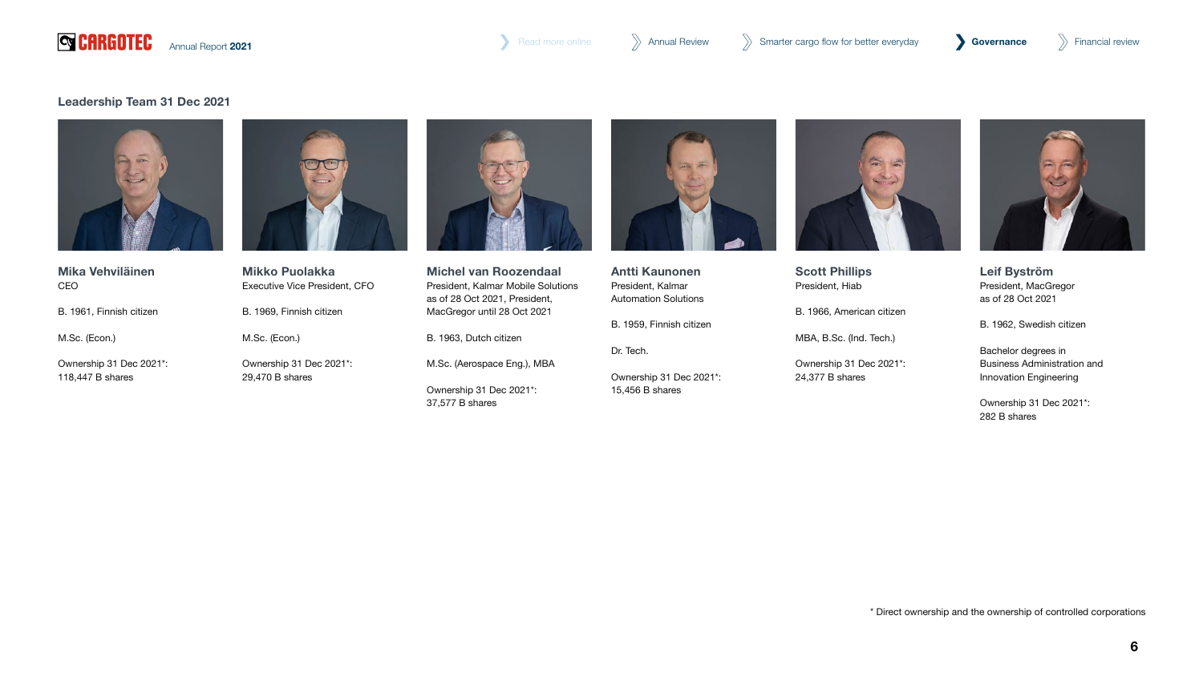## Leadership Team 31 Dec 2021

**Mika Vehviläinen**
CEO

B. 1961, Finnish citizen

M.Sc. (Econ.)

Ownership 31 Dec 2021*:
118,447 B shares

**Mikko Puolakka**
Executive Vice President, CFO

B. 1969, Finnish citizen

M.Sc. (Econ.)

Ownership 31 Dec 2021*:
29,470 B shares

**Michel van Roozendaal**
President, Kalmar Mobile Solutions as of 28 Oct 2021, President, MacGregor until 28 Oct 2021

B. 1963, Dutch citizen

M.Sc. (Aerospace Eng.), MBA

Ownership 31 Dec 2021*:
37,577 B shares

**Antti Kaunonen**
President, Kalmar Automation Solutions

B. 1959, Finnish citizen

Dr. Tech.

Ownership 31 Dec 2021*:
15,456 B shares

**Scott Phillips**
President, Hiab

B. 1966, American citizen

MBA, B.Sc. (Ind. Tech.)

Ownership 31 Dec 2021*:
24,377 B shares

**Leif Byström**
President, MacGregor as of 28 Oct 2021

B. 1962, Swedish citizen

Bachelor degrees in Business Administration and Innovation Engineering

Ownership 31 Dec 2021*:
282 B shares

* Direct ownership and the ownership of controlled corporations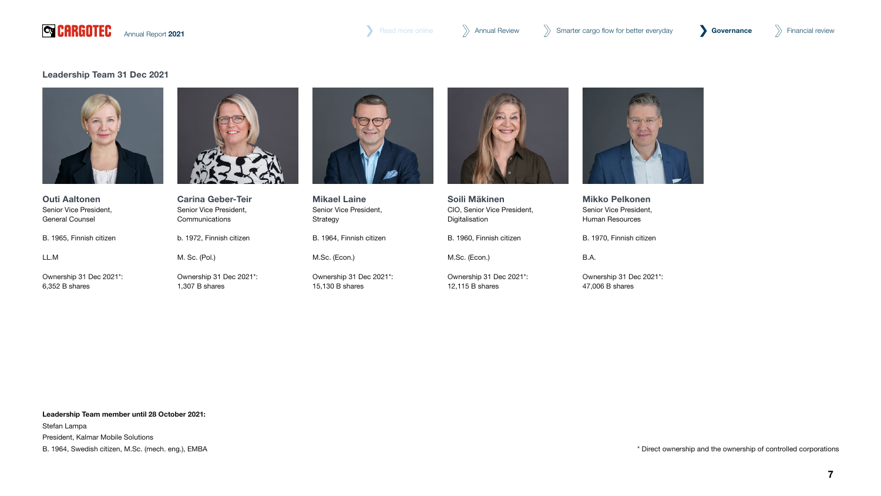## Leadership Team 31 Dec 2021

**Outi Aaltonen**
Senior Vice President,
General Counsel

B. 1965, Finnish citizen

LL.M

Ownership 31 Dec 2021*:
6,352 B shares

**Carina Geber-Teir**
Senior Vice President,
Communications

b. 1972, Finnish citizen

M. Sc. (Pol.)

Ownership 31 Dec 2021*:
1,307 B shares

**Mikael Laine**
Senior Vice President,
Strategy

B. 1964, Finnish citizen

M.Sc. (Econ.)

Ownership 31 Dec 2021*:
15,130 B shares

**Soili Mäkinen**
CIO, Senior Vice President,
Digitalisation

B. 1960, Finnish citizen

M.Sc. (Econ.)

Ownership 31 Dec 2021*:
12,115 B shares

**Mikko Pelkonen**
Senior Vice President,
Human Resources

B. 1970, Finnish citizen

B.A.

Ownership 31 Dec 2021*:
47,006 B shares

**Leadership Team member until 28 October 2021:**
Stefan Lampa
President, Kalmar Mobile Solutions
B. 1964, Swedish citizen, M.Sc. (mech. eng.), EMBA

* Direct ownership and the ownership of controlled corporations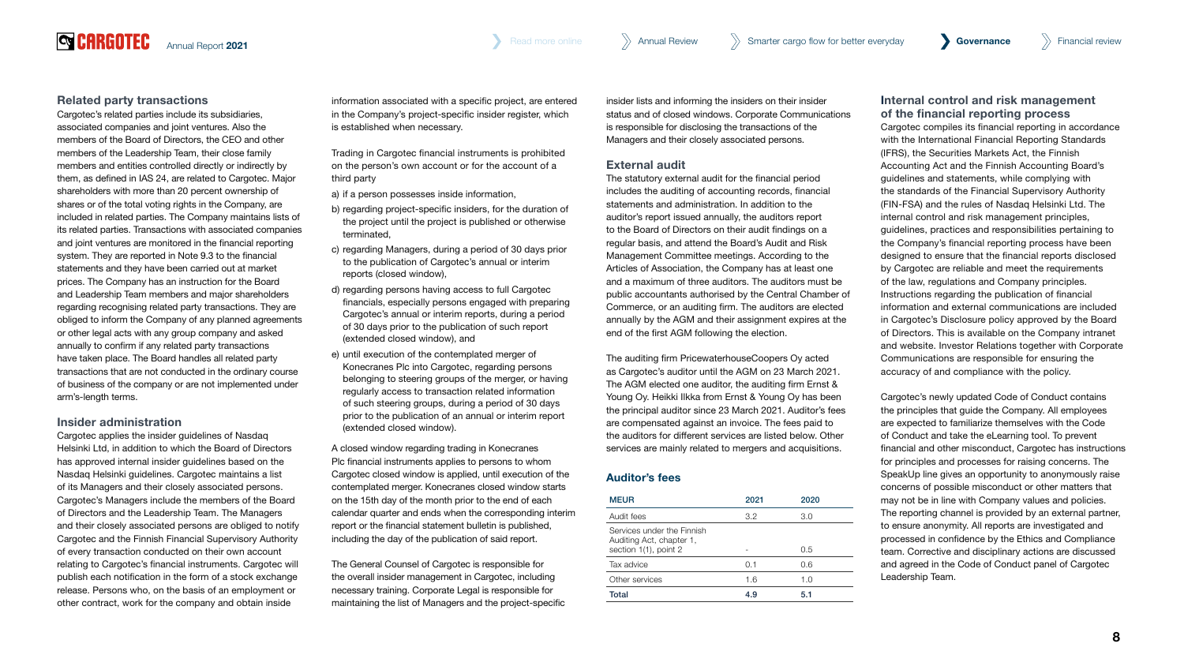## Related party transactions

Cargotec's related parties include its subsidiaries, associated companies and joint ventures. Also the members of the Board of Directors, the CEO and other members of the Leadership Team, their close family members and entities controlled directly or indirectly by them, as defined in IAS 24, are related to Cargotec. Major shareholders with more than 20 percent ownership of shares or of the total voting rights in the Company, are included in related parties. The Company maintains lists of its related parties. Transactions with associated companies and joint ventures are monitored in the financial reporting system. They are reported in Note 9.3 to the financial statements and they have been carried out at market prices. The Company has an instruction for the Board and Leadership Team members and major shareholders regarding recognising related party transactions. They are obliged to inform the Company of any planned agreements or other legal acts with any group company and asked annually to confirm if any related party transactions have taken place. The Board handles all related party transactions that are not conducted in the ordinary course of business of the company or are not implemented under arm's-length terms.

## Insider administration

Cargotec applies the insider guidelines of Nasdaq Helsinki Ltd, in addition to which the Board of Directors has approved internal insider guidelines based on the Nasdaq Helsinki guidelines. Cargotec maintains a list of its Managers and their closely associated persons. Cargotec's Managers include the members of the Board of Directors and the Leadership Team. The Managers and their closely associated persons are obliged to notify Cargotec and the Finnish Financial Supervisory Authority of every transaction conducted on their own account relating to Cargotec's financial instruments. Cargotec will publish each notification in the form of a stock exchange release. Persons who, on the basis of an employment or other contract, work for the company and obtain inside information associated with a specific project, are entered in the Company's project-specific insider register, which is established when necessary.

Trading in Cargotec financial instruments is prohibited on the person's own account or for the account of a third party

a) if a person possesses inside information,

b) regarding project-specific insiders, for the duration of the project until the project is published or otherwise terminated,

c) regarding Managers, during a period of 30 days prior to the publication of Cargotec's annual or interim reports (closed window),

d) regarding persons having access to full Cargotec financials, especially persons engaged with preparing Cargotec's annual or interim reports, during a period of 30 days prior to the publication of such report (extended closed window), and

e) until execution of the contemplated merger of Konecranes Plc into Cargotec, regarding persons belonging to steering groups of the merger, or having regularly access to transaction related information of such steering groups, during a period of 30 days prior to the publication of an annual or interim report (extended closed window).

A closed window regarding trading in Konecranes Plc financial instruments applies to persons to whom Cargotec closed window is applied, until execution of the contemplated merger. Konecranes closed window starts on the 15th day of the month prior to the end of each calendar quarter and ends when the corresponding interim report or the financial statement bulletin is published, including the day of the publication of said report.

The General Counsel of Cargotec is responsible for the overall insider management in Cargotec, including necessary training. Corporate Legal is responsible for maintaining the list of Managers and the project-specific insider lists and informing the insiders on their insider status and of closed windows. Corporate Communications is responsible for disclosing the transactions of the Managers and their closely associated persons.

## External audit

The statutory external audit for the financial period includes the auditing of accounting records, financial statements and administration. In addition to the auditor's report issued annually, the auditors report to the Board of Directors on their audit findings on a regular basis, and attend the Board's Audit and Risk Management Committee meetings. According to the Articles of Association, the Company has at least one and a maximum of three auditors. The auditors must be public accountants authorised by the Central Chamber of Commerce, or an auditing firm. The auditors are elected annually by the AGM and their assignment expires at the end of the first AGM following the election.

The auditing firm PricewaterhouseCoopers Oy acted as Cargotec's auditor until the AGM on 23 March 2021. The AGM elected one auditor, the auditing firm Ernst & Young Oy. Heikki Ilkka from Ernst & Young Oy has been the principal auditor since 23 March 2021. Auditor's fees are compensated against an invoice. The fees paid to the auditors for different services are listed below. Other services are mainly related to mergers and acquisitions.

### Auditor's fees

| MEUR | 2021 | 2020 |
|---|---|---|
| Audit fees | 3.2 | 3.0 |
| Services under the Finnish Auditing Act, chapter 1, section 1(1), point 2 | - | 0.5 |
| Tax advice | 0.1 | 0.6 |
| Other services | 1.6 | 1.0 |
| **Total** | **4.9** | **5.1** |

## Internal control and risk management of the financial reporting process

Cargotec compiles its financial reporting in accordance with the International Financial Reporting Standards (IFRS), the Securities Markets Act, the Finnish Accounting Act and the Finnish Accounting Board's guidelines and statements, while complying with the standards of the Financial Supervisory Authority (FIN-FSA) and the rules of Nasdaq Helsinki Ltd. The internal control and risk management principles, guidelines, practices and responsibilities pertaining to the Company's financial reporting process have been designed to ensure that the financial reports disclosed by Cargotec are reliable and meet the requirements of the law, regulations and Company principles. Instructions regarding the publication of financial information and external communications are included in Cargotec's Disclosure policy approved by the Board of Directors. This is available on the Company intranet and website. Investor Relations together with Corporate Communications are responsible for ensuring the accuracy of and compliance with the policy.

Cargotec's newly updated Code of Conduct contains the principles that guide the Company. All employees are expected to familiarize themselves with the Code of Conduct and take the eLearning tool. To prevent financial and other misconduct, Cargotec has instructions for principles and processes for raising concerns. The SpeakUp line gives an opportunity to anonymously raise concerns of possible misconduct or other matters that may not be in line with Company values and policies. The reporting channel is provided by an external partner, to ensure anonymity. All reports are investigated and processed in confidence by the Ethics and Compliance team. Corrective and disciplinary actions are discussed and agreed in the Code of Conduct panel of Cargotec Leadership Team.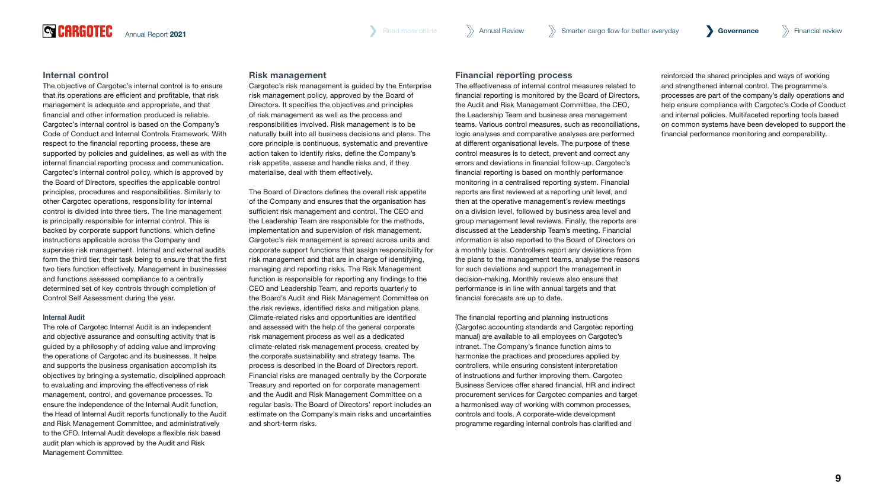## Internal control

The objective of Cargotec's internal control is to ensure that its operations are efficient and profitable, that risk management is adequate and appropriate, and that financial and other information produced is reliable. Cargotec's internal control is based on the Company's Code of Conduct and Internal Controls Framework. With respect to the financial reporting process, these are supported by policies and guidelines, as well as with the internal financial reporting process and communication. Cargotec's Internal control policy, which is approved by the Board of Directors, specifies the applicable control principles, procedures and responsibilities. Similarly to other Cargotec operations, responsibility for internal control is divided into three tiers. The line management is principally responsible for internal control. This is backed by corporate support functions, which define instructions applicable across the Company and supervise risk management. Internal and external audits form the third tier, their task being to ensure that the first two tiers function effectively. Management in businesses and functions assessed compliance to a centrally determined set of key controls through completion of Control Self Assessment during the year.

### Internal Audit

The role of Cargotec Internal Audit is an independent and objective assurance and consulting activity that is guided by a philosophy of adding value and improving the operations of Cargotec and its businesses. It helps and supports the business organisation accomplish its objectives by bringing a systematic, disciplined approach to evaluating and improving the effectiveness of risk management, control, and governance processes. To ensure the independence of the Internal Audit function, the Head of Internal Audit reports functionally to the Audit and Risk Management Committee, and administratively to the CFO. Internal Audit develops a flexible risk based audit plan which is approved by the Audit and Risk Management Committee.

## Risk management

Cargotec's risk management is guided by the Enterprise risk management policy, approved by the Board of Directors. It specifies the objectives and principles of risk management as well as the process and responsibilities involved. Risk management is to be naturally built into all business decisions and plans. The core principle is continuous, systematic and preventive action taken to identify risks, define the Company's risk appetite, assess and handle risks and, if they materialise, deal with them effectively.

The Board of Directors defines the overall risk appetite of the Company and ensures that the organisation has sufficient risk management and control. The CEO and the Leadership Team are responsible for the methods, implementation and supervision of risk management. Cargotec's risk management is spread across units and corporate support functions that assign responsibility for risk management and that are in charge of identifying, managing and reporting risks. The Risk Management function is responsible for reporting any findings to the CEO and Leadership Team, and reports quarterly to the Board's Audit and Risk Management Committee on the risk reviews, identified risks and mitigation plans. Climate-related risks and opportunities are identified and assessed with the help of the general corporate risk management process as well as a dedicated climate-related risk management process, created by the corporate sustainability and strategy teams. The process is described in the Board of Directors report. Financial risks are managed centrally by the Corporate Treasury and reported on for corporate management and the Audit and Risk Management Committee on a regular basis. The Board of Directors' report includes an estimate on the Company's main risks and uncertainties and short-term risks.

## Financial reporting process

The effectiveness of internal control measures related to financial reporting is monitored by the Board of Directors, the Audit and Risk Management Committee, the CEO, the Leadership Team and business area management teams. Various control measures, such as reconciliations, logic analyses and comparative analyses are performed at different organisational levels. The purpose of these control measures is to detect, prevent and correct any errors and deviations in financial follow-up. Cargotec's financial reporting is based on monthly performance monitoring in a centralised reporting system. Financial reports are first reviewed at a reporting unit level, and then at the operative management's review meetings on a division level, followed by business area level and group management level reviews. Finally, the reports are discussed at the Leadership Team's meeting. Financial information is also reported to the Board of Directors on a monthly basis. Controllers report any deviations from the plans to the management teams, analyse the reasons for such deviations and support the management in decision-making. Monthly reviews also ensure that performance is in line with annual targets and that financial forecasts are up to date.

The financial reporting and planning instructions (Cargotec accounting standards and Cargotec reporting manual) are available to all employees on Cargotec's intranet. The Company's finance function aims to harmonise the practices and procedures applied by controllers, while ensuring consistent interpretation of instructions and further improving them. Cargotec Business Services offer shared financial, HR and indirect procurement services for Cargotec companies and target a harmonised way of working with common processes, controls and tools. A corporate-wide development programme regarding internal controls has clarified and reinforced the shared principles and ways of working and strengthened internal control. The programme's processes are part of the company's daily operations and help ensure compliance with Cargotec's Code of Conduct and internal policies. Multifaceted reporting tools based on common systems have been developed to support the financial performance monitoring and comparability.